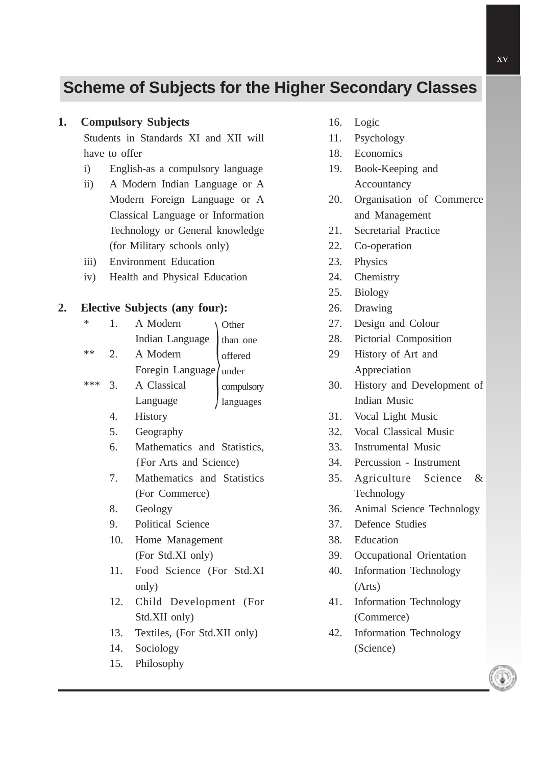## Scheme of Subjects for the Higher Secondary Classes

**1. Compulsory Subjects**

Students in Standards XI and XII will have to offer

- i) English-as a compulsory language
- ii) A Modern Indian Language or A Modern Foreign Language or A Classical Language or Information Technology or General knowledge (for Military schools only)
- iii) Environment Education
- iv) Health and Physical Education

**2. Elective Subjects (any four):**

- \* 1. A Modern Indian Language
- \*\* 2. A Modern Foregin Language
- \*\*\* 3. A Classical Language

(Other than one offered under compulsory languages)

4. History
5. Geography
6. Mathematics and Statistics, {For Arts and Science)
7. Mathematics and Statistics (For Commerce)
8. Geology
9. Political Science
10. Home Management (For Std.XI only)
11. Food Science (For Std.XI only)
12. Child Development (For Std.XII only)
13. Textiles, (For Std.XII only)
14. Sociology
15. Philosophy
16. Logic
11. Psychology
18. Economics
19. Book-Keeping and Accountancy
20. Organisation of Commerce and Management
21. Secretarial Practice
22. Co-operation
23. Physics
24. Chemistry
25. Biology
26. Drawing
27. Design and Colour
28. Pictorial Composition
29 History of Art and Appreciation
30. History and Development of Indian Music
31. Vocal Light Music
32. Vocal Classical Music
33. Instrumental Music
34. Percussion - Instrument
35. Agriculture Science & Technology
36. Animal Science Technology
37. Defence Studies
38. Education
39. Occupational Orientation
40. Information Technology (Arts)
41. Information Technology (Commerce)
42. Information Technology (Science)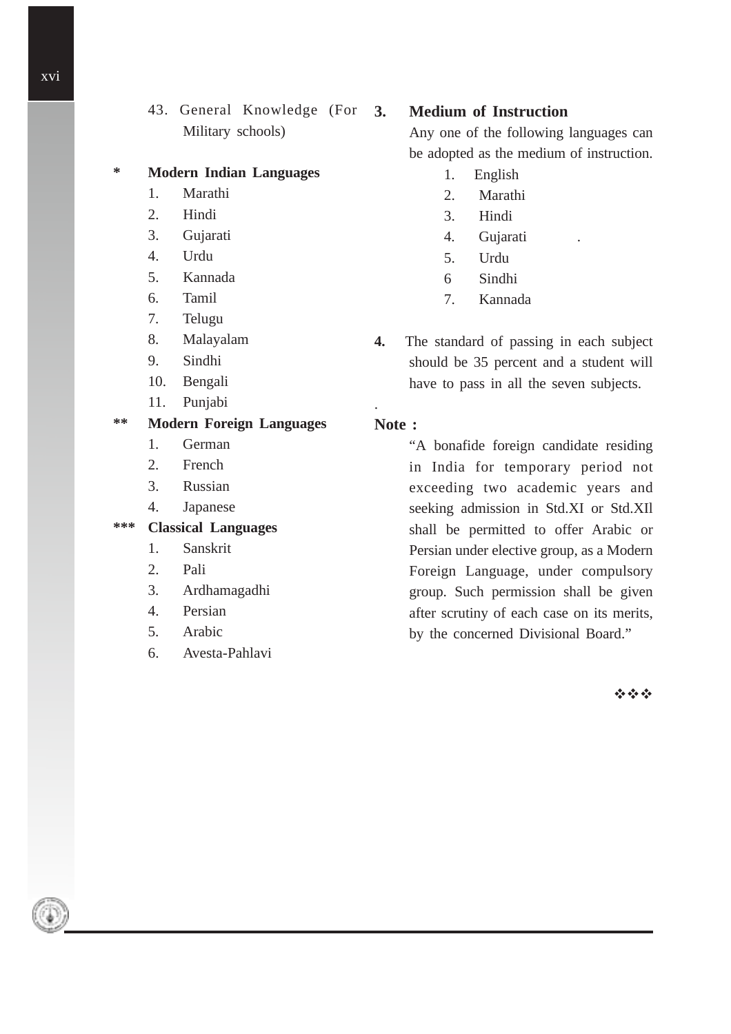43. General Knowledge (For Military schools)

\* **Modern Indian Languages**

1. Marathi
2. Hindi
3. Gujarati
4. Urdu
5. Kannada
6. Tamil
7. Telugu
8. Malayalam
9. Sindhi
10. Bengali
11. Punjabi

\*\* **Modern Foreign Languages**

1. German
2. French
3. Russian
4. Japanese

\*\*\* **Classical Languages**

1. Sanskrit
2. Pali
3. Ardhamagadhi
4. Persian
5. Arabic
6. Avesta-Pahlavi

**3. Medium of Instruction**

Any one of the following languages can be adopted as the medium of instruction.

1. English
2. Marathi
3. Hindi
4. Gujarati
5. Urdu
6. Sindhi
7. Kannada

**4.** The standard of passing in each subject should be 35 percent and a student will have to pass in all the seven subjects.

**Note :**

"A bonafide foreign candidate residing in India for temporary period not exceeding two academic years and seeking admission in Std.XI or Std.XIl shall be permitted to offer Arabic or Persian under elective group, as a Modern Foreign Language, under compulsory group. Such permission shall be given after scrutiny of each case on its merits, by the concerned Divisional Board."

❖❖❖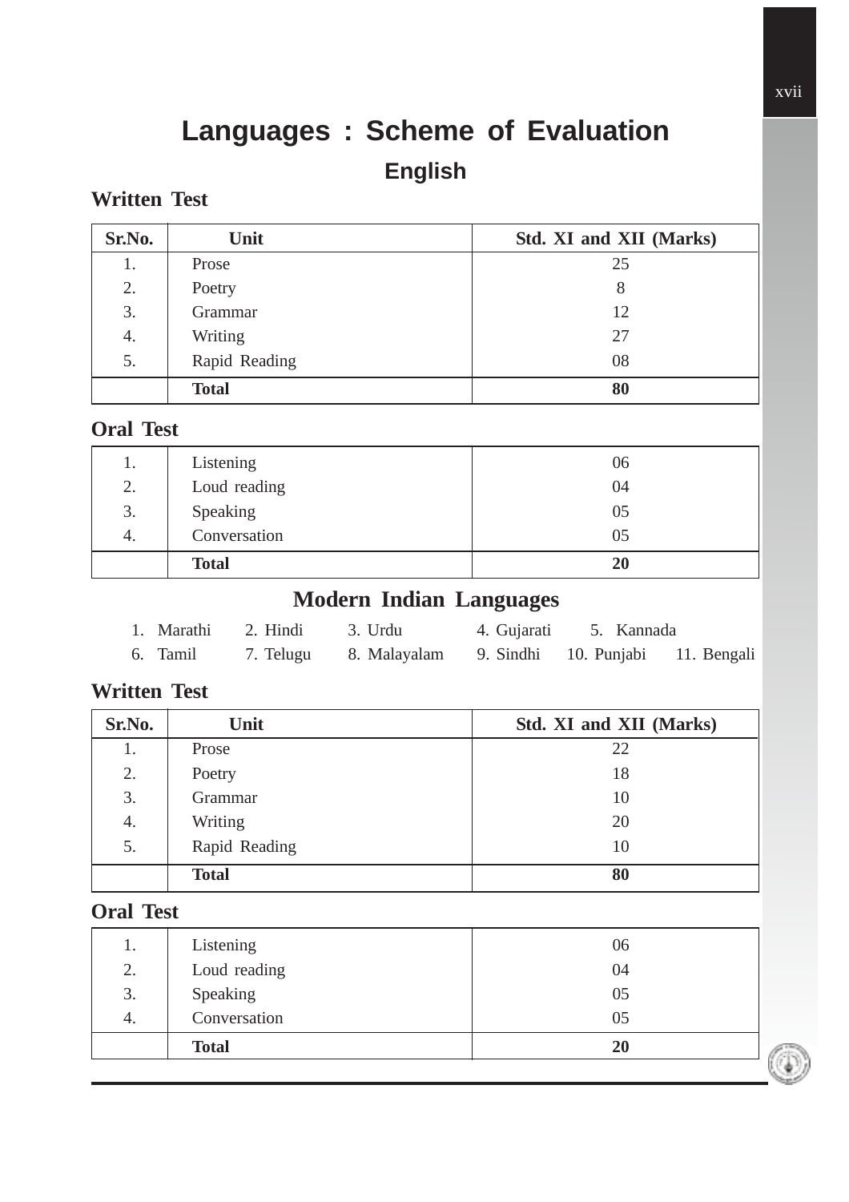# Languages : Scheme of Evaluation

## English

### Written Test

| Sr.No. | Unit | Std. XI and XII (Marks) |
|---|---|---|
| 1. | Prose | 25 |
| 2. | Poetry | 8 |
| 3. | Grammar | 12 |
| 4. | Writing | 27 |
| 5. | Rapid Reading | 08 |
| | **Total** | **80** |

### Oral Test

| Sr.No. | Unit | Marks |
|---|---|---|
| 1. | Listening | 06 |
| 2. | Loud reading | 04 |
| 3. | Speaking | 05 |
| 4. | Conversation | 05 |
| | **Total** | **20** |

## Modern Indian Languages

1. Marathi 2. Hindi 3. Urdu 4. Gujarati 5. Kannada
6. Tamil 7. Telugu 8. Malayalam 9. Sindhi 10. Punjabi 11. Bengali

### Written Test

| Sr.No. | Unit | Std. XI and XII (Marks) |
|---|---|---|
| 1. | Prose | 22 |
| 2. | Poetry | 18 |
| 3. | Grammar | 10 |
| 4. | Writing | 20 |
| 5. | Rapid Reading | 10 |
| | **Total** | **80** |

### Oral Test

| Sr.No. | Unit | Marks |
|---|---|---|
| 1. | Listening | 06 |
| 2. | Loud reading | 04 |
| 3. | Speaking | 05 |
| 4. | Conversation | 05 |
| | **Total** | **20** |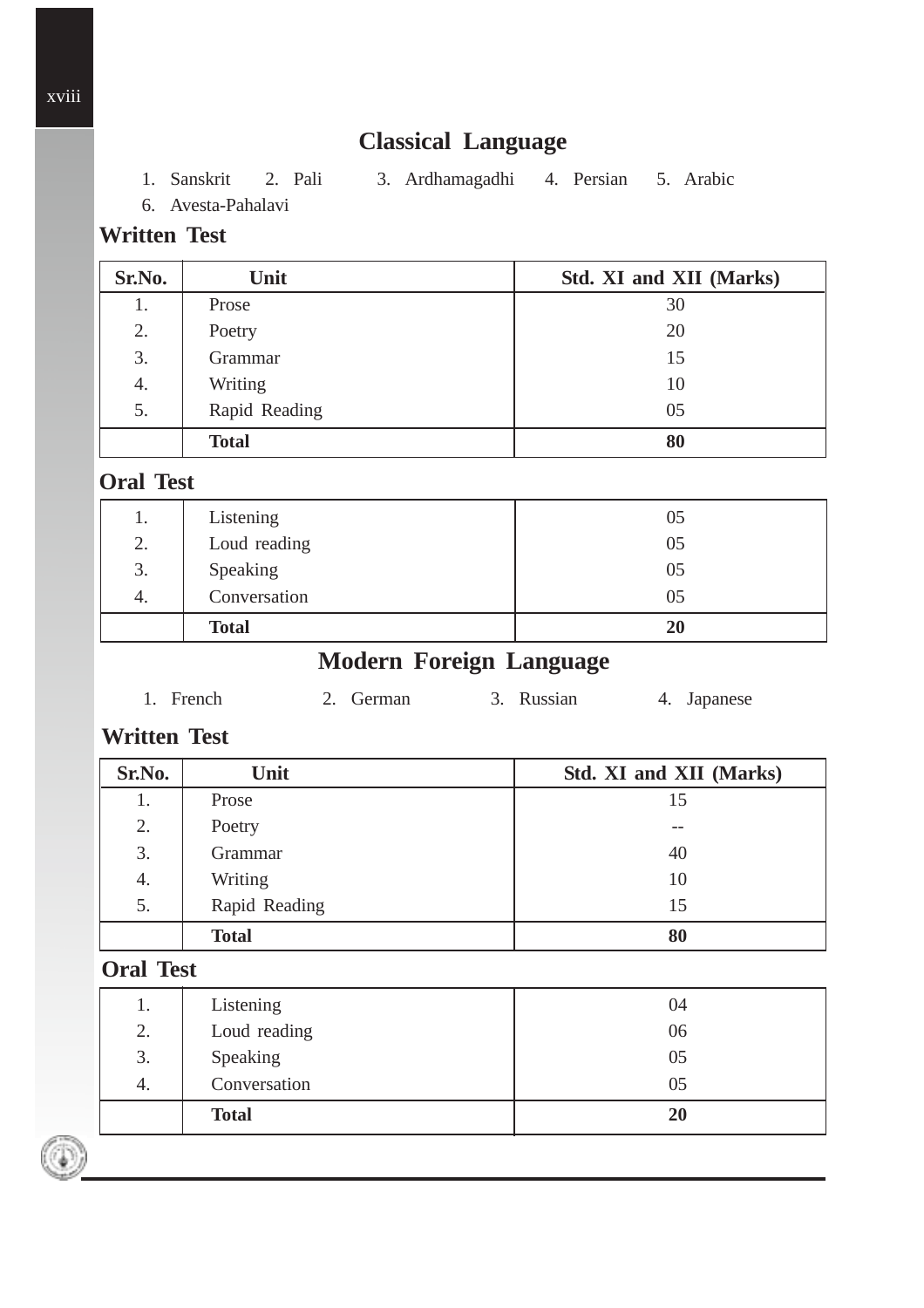## Classical Language

1. Sanskrit 2. Pali 3. Ardhamagadhi 4. Persian 5. Arabic
6. Avesta-Pahalavi

### Written Test

| Sr.No. | Unit | Std. XI and XII (Marks) |
|---|---|---|
| 1. | Prose | 30 |
| 2. | Poetry | 20 |
| 3. | Grammar | 15 |
| 4. | Writing | 10 |
| 5. | Rapid Reading | 05 |
| | **Total** | **80** |

### Oral Test

| | | |
|---|---|---|
| 1. | Listening | 05 |
| 2. | Loud reading | 05 |
| 3. | Speaking | 05 |
| 4. | Conversation | 05 |
| | **Total** | **20** |

## Modern Foreign Language

1. French 2. German 3. Russian 4. Japanese

### Written Test

| Sr.No. | Unit | Std. XI and XII (Marks) |
|---|---|---|
| 1. | Prose | 15 |
| 2. | Poetry | -- |
| 3. | Grammar | 40 |
| 4. | Writing | 10 |
| 5. | Rapid Reading | 15 |
| | **Total** | **80** |

### Oral Test

| | | |
|---|---|---|
| 1. | Listening | 04 |
| 2. | Loud reading | 06 |
| 3. | Speaking | 05 |
| 4. | Conversation | 05 |
| | **Total** | **20** |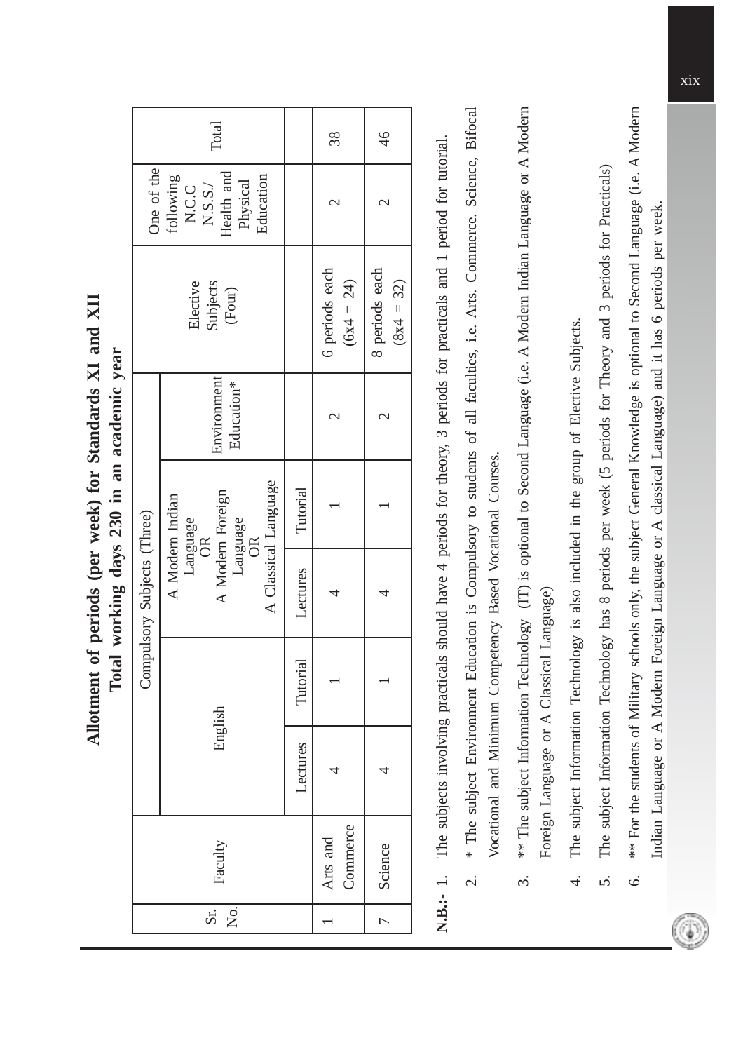## Allotment of periods (per week) for Standards XI and XII

### Total working days 230 in an academic year

| Sr. No. | Faculty | Compulsory Subjects (Three) | | | | | Elective Subjects (Four) | One of the following N.C.C N.S.S./ Health and Physical Education | Total |
|---|---|---|---|---|---|---|---|---|---|
| | | English | | A Modern Indian Language OR A Modern Foreign Language OR A Classical Language | | Environment Education* | | | |
| | | Lectures | Tutorial | Lectures | Tutorial | | | | |
| 1 | Arts and Commerce | 4 | 1 | 4 | 1 | 2 | 6 periods each (6x4 = 24) | 2 | 38 |
| 7 | Science | 4 | 1 | 4 | 1 | 2 | 8 periods each (8x4 = 32) | 2 | 46 |

**N.B.:-**

1. The subjects involving practicals should have 4 periods for theory, 3 periods for practicals and 1 period for tutorial.
2. * The subject Environment Education is Compulsory to students of all faculties, i.e. Arts. Commerce. Science, Bifocal Vocational and Minimum Competency Based Vocational Courses.
3. ** The subject Information Technology (IT) is optional to Second Language (i.e. A Modern Indian Language or A Modern Foreign Language or A Classical Language)
4. The subject Information Technology is also included in the group of Elective Subjects.
5. The subject Information Technology has 8 periods per week (5 periods for Theory and 3 periods for Practicals)
6. ** For the students of Military schools only, the subject General Knowledge is optional to Second Language (i.e. A Modern Indian Language or A Modern Foreign Language or A classical Language) and it has 6 periods per week.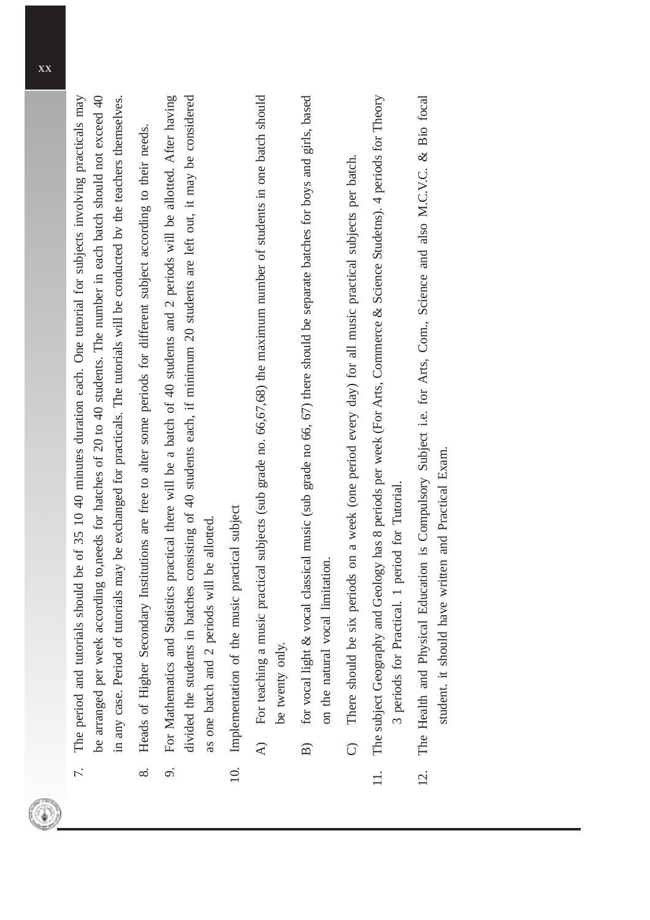7. The period and tutorials should be of 35 10 40 minutes duration each. One tutorial for subjects involving practicals may be arranged per week according to,needs for hatches of 20 to 40 students. The number in each batch should not exceed 40 in any case. Period of tutorials may be exchanged for practicals. The tutorials will be conducted bv the teachers themselves.

8. Heads of Higher Secondary Institutions are free to alter some periods for different subject according to their needs.

9. For Mathematics and Statistics practical there will be a batch of 40 students and 2 periods will be allotted. After having divided the students in batches consisting of 40 students each, if minimum 20 students are left out, it may be considered as one batch and 2 periods will be allotted.

10. Implementation of the music practical subject

    A) For teaching a music practical subjects (sub grade no. 66,67,68) the maximum number of students in one batch should be twenty only.

    B) for vocal light & vocal classical music (sub grade no 66, 67) there should be separate batches for boys and girls, based on the natural vocal limitation.

    C) There should be six periods on a week (one period every day) for all music practical subjects per batch.

11. The subject Geography and Geology has 8 periods per week (For Arts, Commerce & Science Studetns). 4 periods for Theory 3 periods for Practical. 1 period for Tutorial.

12. The Health and Physical Education is Compulsory Subject i.e. for Arts, Com., Science and also M.C.V.C. & Bio focal student. it should have written and Practical Exam.